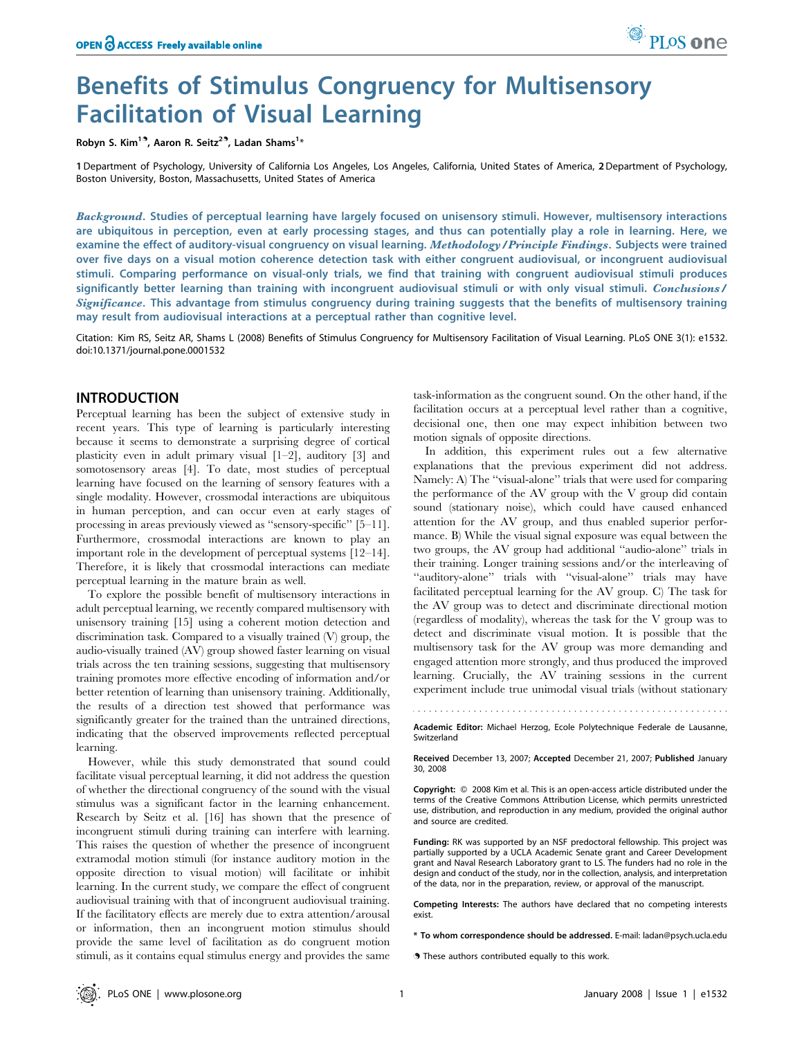# Benefits of Stimulus Congruency for Multisensory Facilitation of Visual Learning

Robyn S. Kim[1¶], Aaron R. Seitz[2¶], Ladan Shams[1*]

1 Department of Psychology, University of California Los Angeles, Los Angeles, California, United States of America, 2 Department of Psychology, Boston University, Boston, Massachusetts, United States of America

***Background.*** **Studies of perceptual learning have largely focused on unisensory stimuli. However, multisensory interactions are ubiquitous in perception, even at early processing stages, and thus can potentially play a role in learning. Here, we examine the effect of auditory-visual congruency on visual learning.** ***Methodology/Principle Findings.*** **Subjects were trained over five days on a visual motion coherence detection task with either congruent audiovisual, or incongruent audiovisual stimuli. Comparing performance on visual-only trials, we find that training with congruent audiovisual stimuli produces significantly better learning than training with incongruent audiovisual stimuli or with only visual stimuli.** ***Conclusions/Significance.*** **This advantage from stimulus congruency during training suggests that the benefits of multisensory training may result from audiovisual interactions at a perceptual rather than cognitive level.**

Citation: Kim RS, Seitz AR, Shams L (2008) Benefits of Stimulus Congruency for Multisensory Facilitation of Visual Learning. PLoS ONE 3(1): e1532. doi:10.1371/journal.pone.0001532

## INTRODUCTION

Perceptual learning has been the subject of extensive study in recent years. This type of learning is particularly interesting because it seems to demonstrate a surprising degree of cortical plasticity even in adult primary visual [1–2], auditory [3] and somotosensory areas [4]. To date, most studies of perceptual learning have focused on the learning of sensory features with a single modality. However, crossmodal interactions are ubiquitous in human perception, and can occur even at early stages of processing in areas previously viewed as "sensory-specific" [5–11]. Furthermore, crossmodal interactions are known to play an important role in the development of perceptual systems [12–14]. Therefore, it is likely that crossmodal interactions can mediate perceptual learning in the mature brain as well.

To explore the possible benefit of multisensory interactions in adult perceptual learning, we recently compared multisensory with unisensory training [15] using a coherent motion detection and discrimination task. Compared to a visually trained (V) group, the audio-visually trained (AV) group showed faster learning on visual trials across the ten training sessions, suggesting that multisensory training promotes more effective encoding of information and/or better retention of learning than unisensory training. Additionally, the results of a direction test showed that performance was significantly greater for the trained than the untrained directions, indicating that the observed improvements reflected perceptual learning.

However, while this study demonstrated that sound could facilitate visual perceptual learning, it did not address the question of whether the directional congruency of the sound with the visual stimulus was a significant factor in the learning enhancement. Research by Seitz et al. [16] has shown that the presence of incongruent stimuli during training can interfere with learning. This raises the question of whether the presence of incongruent extramodal motion stimuli (for instance auditory motion in the opposite direction to visual motion) will facilitate or inhibit learning. In the current study, we compare the effect of congruent audiovisual training with that of incongruent audiovisual training. If the facilitatory effects are merely due to extra attention/arousal or information, then an incongruent motion stimulus should provide the same level of facilitation as do congruent motion stimuli, as it contains equal stimulus energy and provides the same task-information as the congruent sound. On the other hand, if the facilitation occurs at a perceptual level rather than a cognitive, decisional one, then one may expect inhibition between two motion signals of opposite directions.

In addition, this experiment rules out a few alternative explanations that the previous experiment did not address. Namely: A) The "visual-alone" trials that were used for comparing the performance of the AV group with the V group did contain sound (stationary noise), which could have caused enhanced attention for the AV group, and thus enabled superior performance. B) While the visual signal exposure was equal between the two groups, the AV group had additional "audio-alone" trials in their training. Longer training sessions and/or the interleaving of "auditory-alone" trials with "visual-alone" trials may have facilitated perceptual learning for the AV group. C) The task for the AV group was to detect and discriminate directional motion (regardless of modality), whereas the task for the V group was to detect and discriminate visual motion. It is possible that the multisensory task for the AV group was more demanding and engaged attention more strongly, and thus produced the improved learning. Crucially, the AV training sessions in the current experiment include true unimodal visual trials (without stationary

---

**Academic Editor:** Michael Herzog, Ecole Polytechnique Federale de Lausanne, Switzerland

**Received** December 13, 2007; **Accepted** December 21, 2007; **Published** January 30, 2008

**Copyright:** © 2008 Kim et al. This is an open-access article distributed under the terms of the Creative Commons Attribution License, which permits unrestricted use, distribution, and reproduction in any medium, provided the original author and source are credited.

**Funding:** RK was supported by an NSF predoctoral fellowship. This project was partially supported by a UCLA Academic Senate grant and Career Development grant and Naval Research Laboratory grant to LS. The funders had no role in the design and conduct of the study, nor in the collection, analysis, and interpretation of the data, nor in the preparation, review, or approval of the manuscript.

**Competing Interests:** The authors have declared that no competing interests exist.

**\* To whom correspondence should be addressed.** E-mail: ladan@psych.ucla.edu

¶ These authors contributed equally to this work.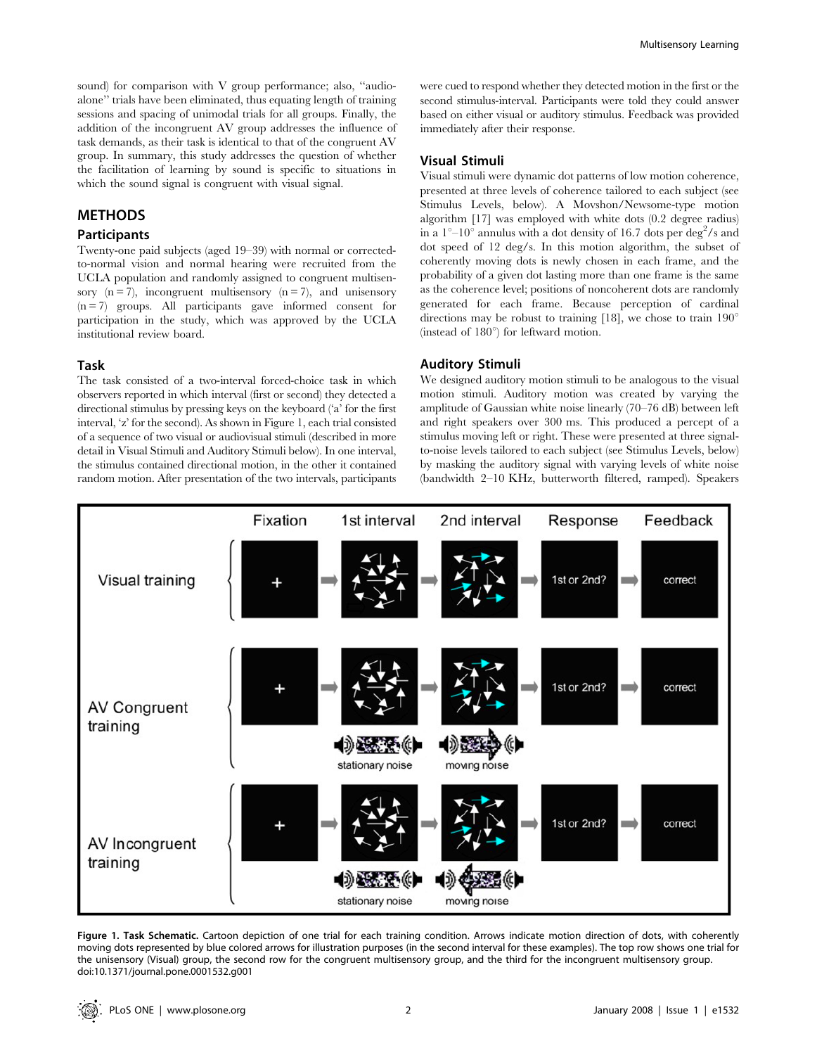sound) for comparison with V group performance; also, ''audio-alone'' trials have been eliminated, thus equating length of training sessions and spacing of unimodal trials for all groups. Finally, the addition of the incongruent AV group addresses the influence of task demands, as their task is identical to that of the congruent AV group. In summary, this study addresses the question of whether the facilitation of learning by sound is specific to situations in which the sound signal is congruent with visual signal.

## METHODS

### Participants

Twenty-one paid subjects (aged 19–39) with normal or corrected-to-normal vision and normal hearing were recruited from the UCLA population and randomly assigned to congruent multisensory (n = 7), incongruent multisensory (n = 7), and unisensory (n = 7) groups. All participants gave informed consent for participation in the study, which was approved by the UCLA institutional review board.

### Task

The task consisted of a two-interval forced-choice task in which observers reported in which interval (first or second) they detected a directional stimulus by pressing keys on the keyboard ('a' for the first interval, 'z' for the second). As shown in Figure 1, each trial consisted of a sequence of two visual or audiovisual stimuli (described in more detail in Visual Stimuli and Auditory Stimuli below). In one interval, the stimulus contained directional motion, in the other it contained random motion. After presentation of the two intervals, participants were cued to respond whether they detected motion in the first or the second stimulus-interval. Participants were told they could answer based on either visual or auditory stimulus. Feedback was provided immediately after their response.

### Visual Stimuli

Visual stimuli were dynamic dot patterns of low motion coherence, presented at three levels of coherence tailored to each subject (see Stimulus Levels, below). A Movshon/Newsome-type motion algorithm [17] was employed with white dots (0.2 degree radius) in a $1°$–$10°$ annulus with a dot density of 16.7 dots per $\text{deg}^2$/s and dot speed of 12 deg/s. In this motion algorithm, the subset of coherently moving dots is newly chosen in each frame, and the probability of a given dot lasting more than one frame is the same as the coherence level; positions of noncoherent dots are randomly generated for each frame. Because perception of cardinal directions may be robust to training [18], we chose to train $190°$ (instead of $180°$) for leftward motion.

### Auditory Stimuli

We designed auditory motion stimuli to be analogous to the visual motion stimuli. Auditory motion was created by varying the amplitude of Gaussian white noise linearly (70–76 dB) between left and right speakers over 300 ms. This produced a percept of a stimulus moving left or right. These were presented at three signal-to-noise levels tailored to each subject (see Stimulus Levels, below) by masking the auditory signal with varying levels of white noise (bandwidth 2–10 KHz, butterworth filtered, ramped). Speakers

**Figure 1. Task Schematic.** Cartoon depiction of one trial for each training condition. Arrows indicate motion direction of dots, with coherently moving dots represented by blue colored arrows for illustration purposes (in the second interval for these examples). The top row shows one trial for the unisensory (Visual) group, the second row for the congruent multisensory group, and the third for the incongruent multisensory group.
doi:10.1371/journal.pone.0001532.g001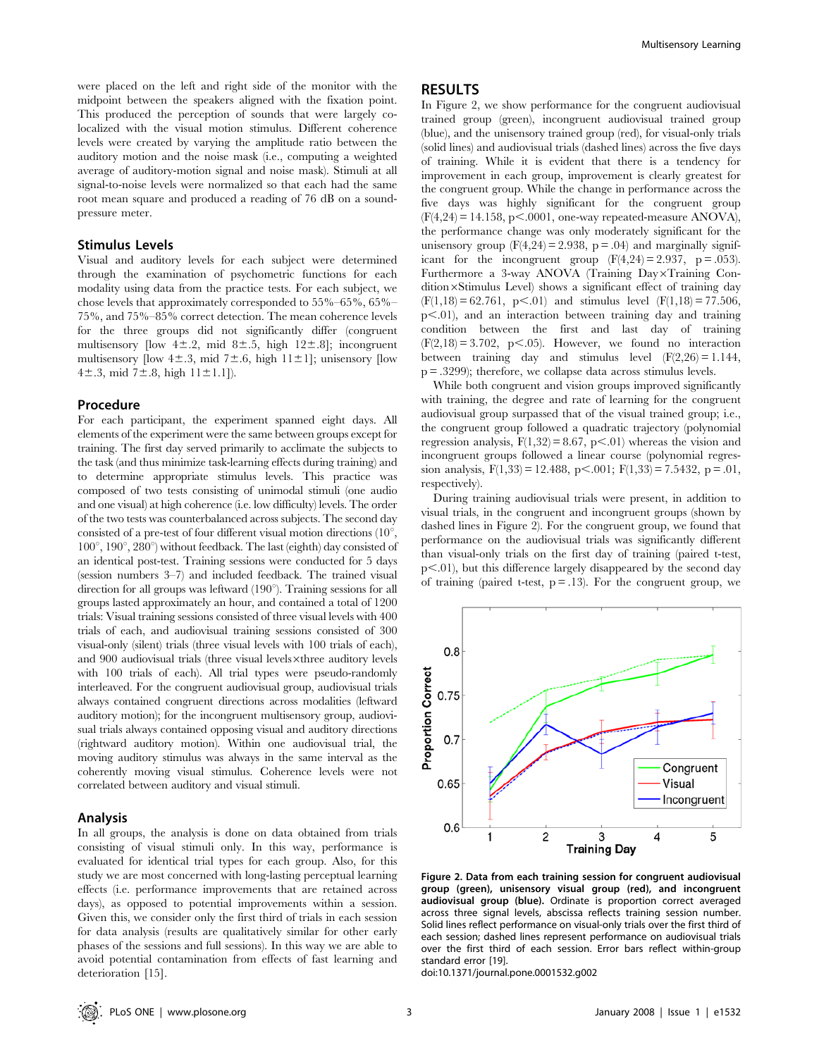were placed on the left and right side of the monitor with the midpoint between the speakers aligned with the fixation point. This produced the perception of sounds that were largely co-localized with the visual motion stimulus. Different coherence levels were created by varying the amplitude ratio between the auditory motion and the noise mask (i.e., computing a weighted average of auditory-motion signal and noise mask). Stimuli at all signal-to-noise levels were normalized so that each had the same root mean square and produced a reading of 76 dB on a sound-pressure meter.

### Stimulus Levels

Visual and auditory levels for each subject were determined through the examination of psychometric functions for each modality using data from the practice tests. For each subject, we chose levels that approximately corresponded to 55%–65%, 65%–75%, and 75%–85% correct detection. The mean coherence levels for the three groups did not significantly differ (congruent multisensory [low 4±.2, mid 8±.5, high 12±.8]; incongruent multisensory [low 4±.3, mid 7±.6, high 11±1]; unisensory [low 4±.3, mid 7±.8, high 11±1.1]).

### Procedure

For each participant, the experiment spanned eight days. All elements of the experiment were the same between groups except for training. The first day served primarily to acclimate the subjects to the task (and thus minimize task-learning effects during training) and to determine appropriate stimulus levels. This practice was composed of two tests consisting of unimodal stimuli (one audio and one visual) at high coherence (i.e. low difficulty) levels. The order of the two tests was counterbalanced across subjects. The second day consisted of a pre-test of four different visual motion directions (10°, 100°, 190°, 280°) without feedback. The last (eighth) day consisted of an identical post-test. Training sessions were conducted for 5 days (session numbers 3–7) and included feedback. The trained visual direction for all groups was leftward (190°). Training sessions for all groups lasted approximately an hour, and contained a total of 1200 trials: Visual training sessions consisted of three visual levels with 400 trials of each, and audiovisual training sessions consisted of 300 visual-only (silent) trials (three visual levels with 100 trials of each), and 900 audiovisual trials (three visual levels×three auditory levels with 100 trials of each). All trial types were pseudo-randomly interleaved. For the congruent audiovisual group, audiovisual trials always contained congruent directions across modalities (leftward auditory motion); for the incongruent multisensory group, audiovisual trials always contained opposing visual and auditory directions (rightward auditory motion). Within one audiovisual trial, the moving auditory stimulus was always in the same interval as the coherently moving visual stimulus. Coherence levels were not correlated between auditory and visual stimuli.

### Analysis

In all groups, the analysis is done on data obtained from trials consisting of visual stimuli only. In this way, performance is evaluated for identical trial types for each group. Also, for this study we are most concerned with long-lasting perceptual learning effects (i.e. performance improvements that are retained across days), as opposed to potential improvements within a session. Given this, we consider only the first third of trials in each session for data analysis (results are qualitatively similar for other early phases of the sessions and full sessions). In this way we are able to avoid potential contamination from effects of fast learning and deterioration [15].

## RESULTS

In Figure 2, we show performance for the congruent audiovisual trained group (green), incongruent audiovisual trained group (blue), and the unisensory trained group (red), for visual-only trials (solid lines) and audiovisual trials (dashed lines) across the five days of training. While it is evident that there is a tendency for improvement in each group, improvement is clearly greatest for the congruent group. While the change in performance across the five days was highly significant for the congruent group ($F(4,24) = 14.158$, $p < .0001$, one-way repeated-measure ANOVA), the performance change was only moderately significant for the unisensory group ($F(4,24) = 2.938$, $p = .04$) and marginally significant for the incongruent group ($F(4,24) = 2.937$, $p = .053$). Furthermore a 3-way ANOVA (Training Day×Training Condition×Stimulus Level) shows a significant effect of training day ($F(1,18) = 62.761$, $p < .01$) and stimulus level ($F(1,18) = 77.506$, $p < .01$), and an interaction between training day and training condition between the first and last day of training ($F(2,18) = 3.702$, $p < .05$). However, we found no interaction between training day and stimulus level ($F(2,26) = 1.144$, $p = .3299$); therefore, we collapse data across stimulus levels.

While both congruent and vision groups improved significantly with training, the degree and rate of learning for the congruent audiovisual group surpassed that of the visual trained group; i.e., the congruent group followed a quadratic trajectory (polynomial regression analysis, $F(1,32) = 8.67$, $p < .01$) whereas the vision and incongruent groups followed a linear course (polynomial regression analysis, $F(1,33) = 12.488$, $p < .001$; $F(1,33) = 7.5432$, $p = .01$, respectively).

During training audiovisual trials were present, in addition to visual trials, in the congruent and incongruent groups (shown by dashed lines in Figure 2). For the congruent group, we found that performance on the audiovisual trials was significantly different than visual-only trials on the first day of training (paired t-test, $p < .01$), but this difference largely disappeared by the second day of training (paired t-test, $p = .13$). For the congruent group, we

**Figure 2. Data from each training session for congruent audiovisual group (green), unisensory visual group (red), and incongruent audiovisual group (blue).** Ordinate is proportion correct averaged across three signal levels, abscissa reflects training session number. Solid lines reflect performance on visual-only trials over the first third of each session; dashed lines represent performance on audiovisual trials over the first third of each session. Error bars reflect within-group standard error [19].

doi:10.1371/journal.pone.0001532.g002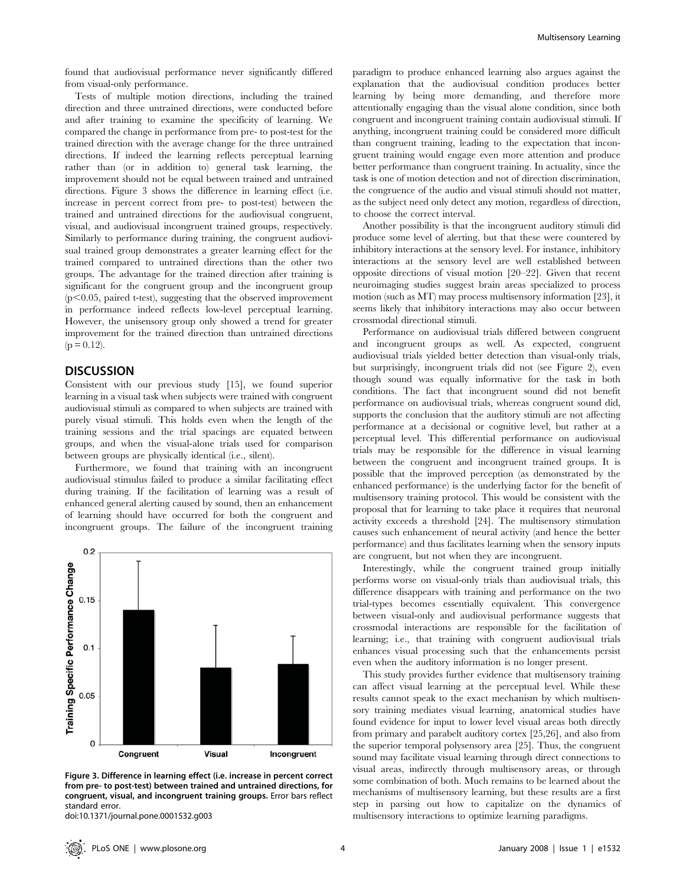found that audiovisual performance never significantly differed from visual-only performance.

Tests of multiple motion directions, including the trained direction and three untrained directions, were conducted before and after training to examine the specificity of learning. We compared the change in performance from pre- to post-test for the trained direction with the average change for the three untrained directions. If indeed the learning reflects perceptual learning rather than (or in addition to) general task learning, the improvement should not be equal between trained and untrained directions. Figure 3 shows the difference in learning effect (i.e. increase in percent correct from pre- to post-test) between the trained and untrained directions for the audiovisual congruent, visual, and audiovisual incongruent trained groups, respectively. Similarly to performance during training, the congruent audiovisual trained group demonstrates a greater learning effect for the trained compared to untrained directions than the other two groups. The advantage for the trained direction after training is significant for the congruent group and the incongruent group ($p<0.05$, paired t-test), suggesting that the observed improvement in performance indeed reflects low-level perceptual learning. However, the unisensory group only showed a trend for greater improvement for the trained direction than untrained directions ($p = 0.12$).

## DISCUSSION

Consistent with our previous study [15], we found superior learning in a visual task when subjects were trained with congruent audiovisual stimuli as compared to when subjects are trained with purely visual stimuli. This holds even when the length of the training sessions and the trial spacings are equated between groups, and when the visual-alone trials used for comparison between groups are physically identical (i.e., silent).

Furthermore, we found that training with an incongruent audiovisual stimulus failed to produce a similar facilitating effect during training. If the facilitation of learning was a result of enhanced general alerting caused by sound, then an enhancement of learning should have occurred for both the congruent and incongruent groups. The failure of the incongruent training paradigm to produce enhanced learning also argues against the explanation that the audiovisual condition produces better learning by being more demanding, and therefore more attentionally engaging than the visual alone condition, since both congruent and incongruent training contain audiovisual stimuli. If anything, incongruent training could be considered more difficult than congruent training, leading to the expectation that incongruent training would engage even more attention and produce better performance than congruent training. In actuality, since the task is one of motion detection and not of direction discrimination, the congruence of the audio and visual stimuli should not matter, as the subject need only detect any motion, regardless of direction, to choose the correct interval.

Another possibility is that the incongruent auditory stimuli did produce some level of alerting, but that these were countered by inhibitory interactions at the sensory level. For instance, inhibitory interactions at the sensory level are well established between opposite directions of visual motion [20–22]. Given that recent neuroimaging studies suggest brain areas specialized to process motion (such as MT) may process multisensory information [23], it seems likely that inhibitory interactions may also occur between crossmodal directional stimuli.

Performance on audiovisual trials differed between congruent and incongruent groups as well. As expected, congruent audiovisual trials yielded better detection than visual-only trials, but surprisingly, incongruent trials did not (see Figure 2), even though sound was equally informative for the task in both conditions. The fact that incongruent sound did not benefit performance on audiovisual trials, whereas congruent sound did, supports the conclusion that the auditory stimuli are not affecting performance at a decisional or cognitive level, but rather at a perceptual level. This differential performance on audiovisual trials may be responsible for the difference in visual learning between the congruent and incongruent trained groups. It is possible that the improved perception (as demonstrated by the enhanced performance) is the underlying factor for the benefit of multisensory training protocol. This would be consistent with the proposal that for learning to take place it requires that neuronal activity exceeds a threshold [24]. The multisensory stimulation causes such enhancement of neural activity (and hence the better performance) and thus facilitates learning when the sensory inputs are congruent, but not when they are incongruent.

Interestingly, while the congruent trained group initially performs worse on visual-only trials than audiovisual trials, this difference disappears with training and performance on the two trial-types becomes essentially equivalent. This convergence between visual-only and audiovisual performance suggests that crossmodal interactions are responsible for the facilitation of learning; i.e., that training with congruent audiovisual trials enhances visual processing such that the enhancements persist even when the auditory information is no longer present.

This study provides further evidence that multisensory training can affect visual learning at the perceptual level. While these results cannot speak to the exact mechanism by which multisensory training mediates visual learning, anatomical studies have found evidence for input to lower level visual areas both directly from primary and parabelt auditory cortex [25,26], and also from the superior temporal polysensory area [25]. Thus, the congruent sound may facilitate visual learning through direct connections to visual areas, indirectly through multisensory areas, or through some combination of both. Much remains to be learned about the mechanisms of multisensory learning, but these results are a first step in parsing out how to capitalize on the dynamics of multisensory interactions to optimize learning paradigms.

Training Specific Performance Change
0.2
0.15
0.1
0.05
0
Congruent
Visual
Incongruent

**Figure 3. Difference in learning effect (i.e. increase in percent correct from pre- to post-test) between trained and untrained directions, for congruent, visual, and incongruent training groups.** Error bars reflect standard error.
doi:10.1371/journal.pone.0001532.g003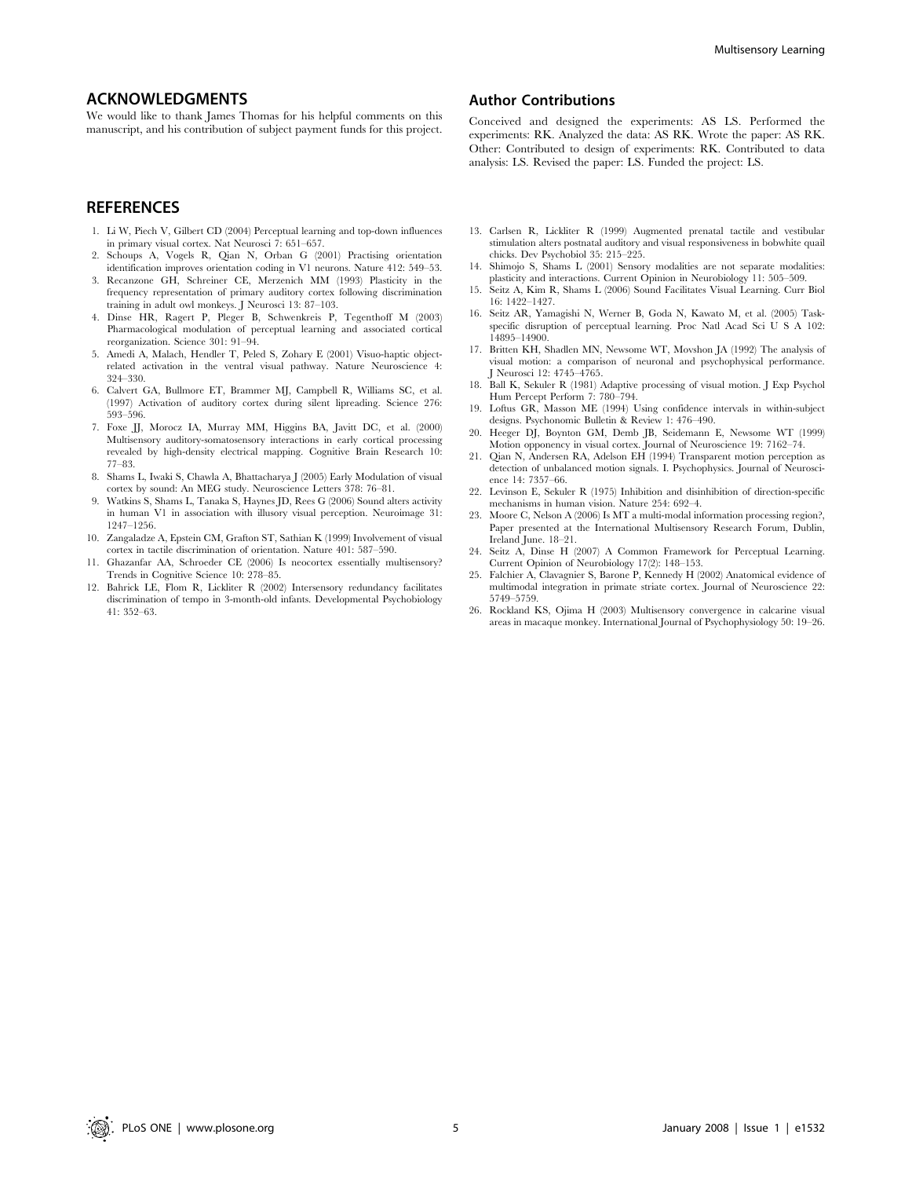## ACKNOWLEDGMENTS

We would like to thank James Thomas for his helpful comments on this manuscript, and his contribution of subject payment funds for this project.

### Author Contributions

Conceived and designed the experiments: AS LS. Performed the experiments: RK. Analyzed the data: AS RK. Wrote the paper: AS RK. Other: Contributed to design of experiments: RK. Contributed to data analysis: LS. Revised the paper: LS. Funded the project: LS.

## REFERENCES

1. Li W, Piech V, Gilbert CD (2004) Perceptual learning and top-down influences in primary visual cortex. Nat Neurosci 7: 651–657.
2. Schoups A, Vogels R, Qian N, Orban G (2001) Practising orientation identification improves orientation coding in V1 neurons. Nature 412: 549–53.
3. Recanzone GH, Schreiner CE, Merzenich MM (1993) Plasticity in the frequency representation of primary auditory cortex following discrimination training in adult owl monkeys. J Neurosci 13: 87–103.
4. Dinse HR, Ragert P, Pleger B, Schwenkreis P, Tegenthoff M (2003) Pharmacological modulation of perceptual learning and associated cortical reorganization. Science 301: 91–94.
5. Amedi A, Malach, Hendler T, Peled S, Zohary E (2001) Visuo-haptic object-related activation in the ventral visual pathway. Nature Neuroscience 4: 324–330.
6. Calvert GA, Bullmore ET, Brammer MJ, Campbell R, Williams SC, et al. (1997) Activation of auditory cortex during silent lipreading. Science 276: 593–596.
7. Foxe JJ, Morocz IA, Murray MM, Higgins BA, Javitt DC, et al. (2000) Multisensory auditory-somatosensory interactions in early cortical processing revealed by high-density electrical mapping. Cognitive Brain Research 10: 77–83.
8. Shams L, Iwaki S, Chawla A, Bhattacharya J (2005) Early Modulation of visual cortex by sound: An MEG study. Neuroscience Letters 378: 76–81.
9. Watkins S, Shams L, Tanaka S, Haynes JD, Rees G (2006) Sound alters activity in human V1 in association with illusory visual perception. Neuroimage 31: 1247–1256.
10. Zangaladze A, Epstein CM, Grafton ST, Sathian K (1999) Involvement of visual cortex in tactile discrimination of orientation. Nature 401: 587–590.
11. Ghazanfar AA, Schroeder CE (2006) Is neocortex essentially multisensory? Trends in Cognitive Science 10: 278–85.
12. Bahrick LE, Flom R, Lickliter R (2002) Intersensory redundancy facilitates discrimination of tempo in 3-month-old infants. Developmental Psychobiology 41: 352–63.
13. Carlsen R, Lickliter R (1999) Augmented prenatal tactile and vestibular stimulation alters postnatal auditory and visual responsiveness in bobwhite quail chicks. Dev Psychobiol 35: 215–225.
14. Shimojo S, Shams L (2001) Sensory modalities are not separate modalities: plasticity and interactions. Current Opinion in Neurobiology 11: 505–509.
15. Seitz A, Kim R, Shams L (2006) Sound Facilitates Visual Learning. Curr Biol 16: 1422–1427.
16. Seitz AR, Yamagishi N, Werner B, Goda N, Kawato M, et al. (2005) Task-specific disruption of perceptual learning. Proc Natl Acad Sci U S A 102: 14895–14900.
17. Britten KH, Shadlen MN, Newsome WT, Movshon JA (1992) The analysis of visual motion: a comparison of neuronal and psychophysical performance. J Neurosci 12: 4745–4765.
18. Ball K, Sekuler R (1981) Adaptive processing of visual motion. J Exp Psychol Hum Percept Perform 7: 780–794.
19. Loftus GR, Masson ME (1994) Using confidence intervals in within-subject designs. Psychonomic Bulletin & Review 1: 476–490.
20. Heeger DJ, Boynton GM, Demb JB, Seidemann E, Newsome WT (1999) Motion opponency in visual cortex. Journal of Neuroscience 19: 7162–74.
21. Qian N, Andersen RA, Adelson EH (1994) Transparent motion perception as detection of unbalanced motion signals. I. Psychophysics. Journal of Neuroscience 14: 7357–66.
22. Levinson E, Sekuler R (1975) Inhibition and disinhibition of direction-specific mechanisms in human vision. Nature 254: 692–4.
23. Moore C, Nelson A (2006) Is MT a multi-modal information processing region?, Paper presented at the International Multisensory Research Forum, Dublin, Ireland June. 18–21.
24. Seitz A, Dinse H (2007) A Common Framework for Perceptual Learning. Current Opinion of Neurobiology 17(2): 148–153.
25. Falchier A, Clavagnier S, Barone P, Kennedy H (2002) Anatomical evidence of multimodal integration in primate striate cortex. Journal of Neuroscience 22: 5749–5759.
26. Rockland KS, Ojima H (2003) Multisensory convergence in calcarine visual areas in macaque monkey. International Journal of Psychophysiology 50: 19–26.